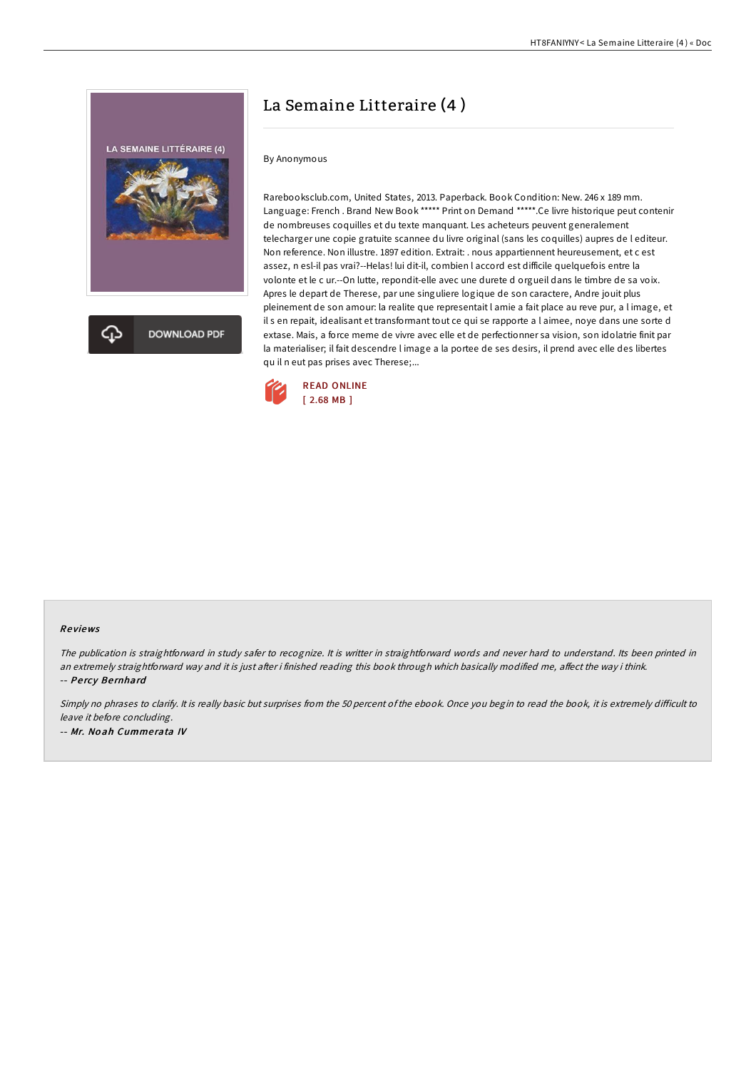# La Semaine Litteraire (4 )

By Anonymous

Rarebooksclub.com, United States, 2013. Paperback. Book Condition: New. 246 x 189 mm. Language: French . Brand New Book ***** Print on Demand *****.Ce livre historique peut contenir de nombreuses coquilles et du texte manquant. Les acheteurs peuvent generalement telecharger une copie gratuite scannee du livre original (sans les coquilles) aupres de l editeur. Non reference. Non illustre. 1897 edition. Extrait: . nous appartiennent heureusement, et c est assez, n esl-il pas vrai?--Helas! lui dit-il, combien l accord est difficile quelquefois entre la volonte et le c ur.--On lutte, repondit-elle avec une durete d orgueil dans le timbre de sa voix. Apres le depart de Therese, par une singuliere logique de son caractere, Andre jouit plus pleinement de son amour: la realite que representait l amie a fait place au reve pur, a l image, et il s en repait, idealisant et transformant tout ce qui se rapporte a l aimee, noye dans une sorte d extase. Mais, a force meme de vivre avec elle et de perfectionner sa vision, son idolatrie finit par la materialiser; il fait descendre l image a la portee de ses desirs, il prend avec elle des libertes qu il n eut pas prises avec Therese;...

READ ONLINE
[ 2.68 MB ]

## Reviews

*The publication is straightforward in study safer to recognize. It is writter in straightforward words and never hard to understand. Its been printed in an extremely straightforward way and it is just after i finished reading this book through which basically modified me, affect the way i think.*
-- ***Percy Bernhard***

*Simply no phrases to clarify. It is really basic but surprises from the 50 percent of the ebook. Once you begin to read the book, it is extremely difficult to leave it before concluding.*
-- ***Mr. Noah Cummerata IV***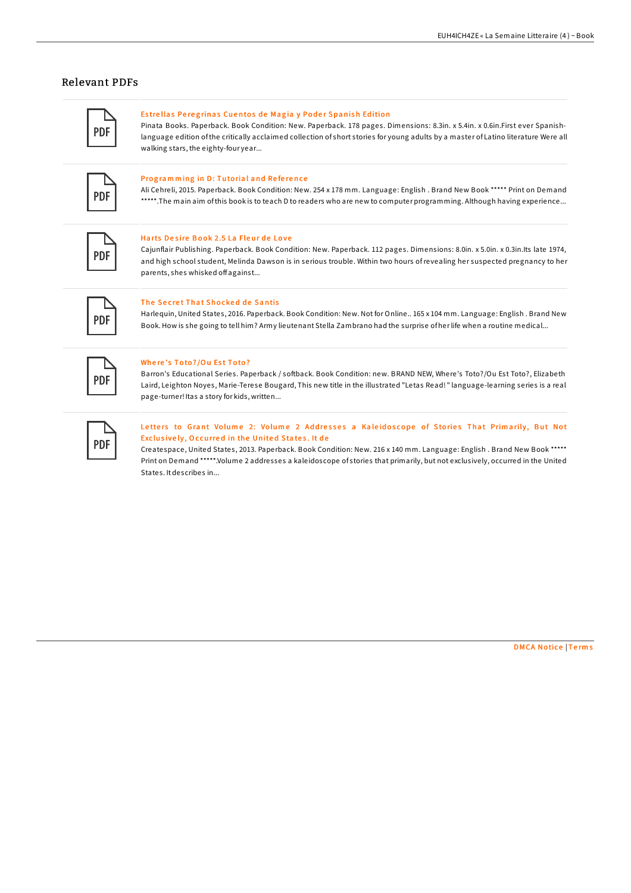## Relevant PDFs

### Estrellas Peregrinas Cuentos de Magia y Poder Spanish Edition

Pinata Books. Paperback. Book Condition: New. Paperback. 178 pages. Dimensions: 8.3in. x 5.4in. x 0.6in.First ever Spanish-language edition of the critically acclaimed collection of short stories for young adults by a master of Latino literature Were all walking stars, the eighty-four year...

### Programming in D: Tutorial and Reference

Ali Cehreli, 2015. Paperback. Book Condition: New. 254 x 178 mm. Language: English . Brand New Book ***** Print on Demand *****.The main aim of this book is to teach D to readers who are new to computer programming. Although having experience...

### Harts Desire Book 2.5 La Fleur de Love

Cajunflair Publishing. Paperback. Book Condition: New. Paperback. 112 pages. Dimensions: 8.0in. x 5.0in. x 0.3in.Its late 1974, and high school student, Melinda Dawson is in serious trouble. Within two hours of revealing her suspected pregnancy to her parents, shes whisked off against...

### The Secret That Shocked de Santis

Harlequin, United States, 2016. Paperback. Book Condition: New. Not for Online.. 165 x 104 mm. Language: English . Brand New Book. How is she going to tell him? Army lieutenant Stella Zambrano had the surprise of her life when a routine medical...

### Where's Toto?/Ou Est Toto?

Barron's Educational Series. Paperback / softback. Book Condition: new. BRAND NEW, Where's Toto?/Ou Est Toto?, Elizabeth Laird, Leighton Noyes, Marie-Terese Bougard, This new title in the illustrated "Letas Read! " language-learning series is a real page-turner! Itas a story for kids, written...

### Letters to Grant Volume 2: Volume 2 Addresses a Kaleidoscope of Stories That Primarily, But Not Exclusively, Occurred in the United States. It de

Createspace, United States, 2013. Paperback. Book Condition: New. 216 x 140 mm. Language: English . Brand New Book ***** Print on Demand *****.Volume 2 addresses a kaleidoscope of stories that primarily, but not exclusively, occurred in the United States. It describes in...

DMCA Notice | Terms